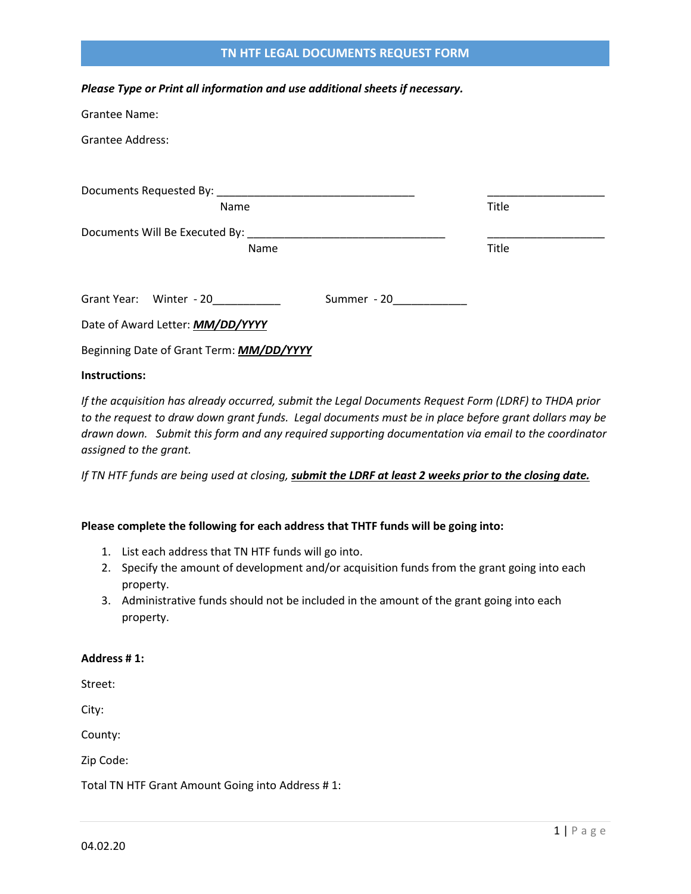# TN HTF LEGAL DOCUMENTS REQUEST FORM

***Please Type or Print all information and use additional sheets if necessary.***

Grantee Name:

Grantee Address:

Documents Requested By: _________________________________ ____________________
Name Title

Documents Will Be Executed By: _________________________________ ____________________
Name Title

Grant Year: Winter - 20___________ Summer - 20____________

Date of Award Letter: ***MM/DD/YYYY***

Beginning Date of Grant Term: ***MM/DD/YYYY***

**Instructions:**

*If the acquisition has already occurred, submit the Legal Documents Request Form (LDRF) to THDA prior to the request to draw down grant funds. Legal documents must be in place before grant dollars may be drawn down. Submit this form and any required supporting documentation via email to the coordinator assigned to the grant.*

*If TN HTF funds are being used at closing,* ***submit the LDRF at least 2 weeks prior to the closing date.***

**Please complete the following for each address that THTF funds will be going into:**

1. List each address that TN HTF funds will go into.
2. Specify the amount of development and/or acquisition funds from the grant going into each property.
3. Administrative funds should not be included in the amount of the grant going into each property.

**Address # 1:**

Street:

City:

County:

Zip Code:

Total TN HTF Grant Amount Going into Address # 1:

04.02.20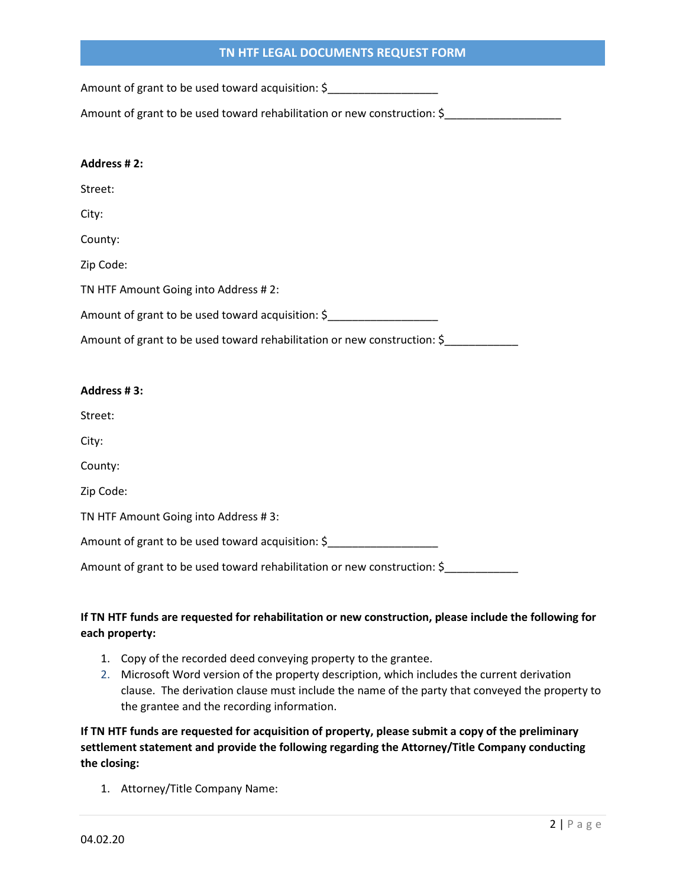Amount of grant to be used toward acquisition: $__________________

Amount of grant to be used toward rehabilitation or new construction: $___________________

**Address # 2:**

Street:

City:

County:

Zip Code:

TN HTF Amount Going into Address # 2:

Amount of grant to be used toward acquisition: $__________________

Amount of grant to be used toward rehabilitation or new construction: $____________

**Address # 3:**

Street:

City:

County:

Zip Code:

TN HTF Amount Going into Address # 3:

Amount of grant to be used toward acquisition: $__________________

Amount of grant to be used toward rehabilitation or new construction: $____________

**If TN HTF funds are requested for rehabilitation or new construction, please include the following for each property:**

1. Copy of the recorded deed conveying property to the grantee.
2. Microsoft Word version of the property description, which includes the current derivation clause. The derivation clause must include the name of the party that conveyed the property to the grantee and the recording information.

**If TN HTF funds are requested for acquisition of property, please submit a copy of the preliminary settlement statement and provide the following regarding the Attorney/Title Company conducting the closing:**

1. Attorney/Title Company Name: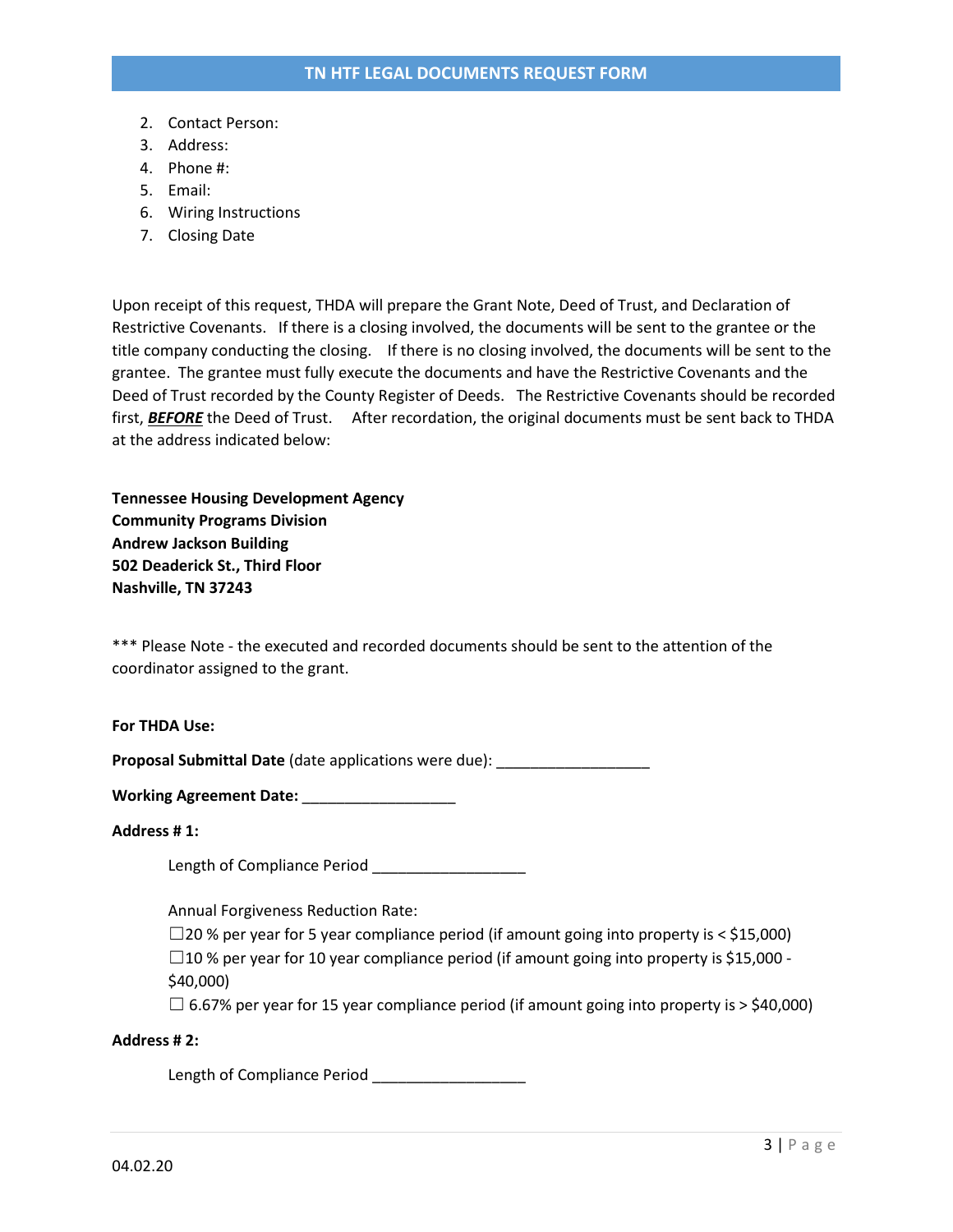2. Contact Person:
3. Address:
4. Phone #:
5. Email:
6. Wiring Instructions
7. Closing Date

Upon receipt of this request, THDA will prepare the Grant Note, Deed of Trust, and Declaration of Restrictive Covenants. If there is a closing involved, the documents will be sent to the grantee or the title company conducting the closing. If there is no closing involved, the documents will be sent to the grantee. The grantee must fully execute the documents and have the Restrictive Covenants and the Deed of Trust recorded by the County Register of Deeds. The Restrictive Covenants should be recorded first, ***BEFORE*** the Deed of Trust. After recordation, the original documents must be sent back to THDA at the address indicated below:

**Tennessee Housing Development Agency**
**Community Programs Division**
**Andrew Jackson Building**
**502 Deaderick St., Third Floor**
**Nashville, TN 37243**

*** Please Note - the executed and recorded documents should be sent to the attention of the coordinator assigned to the grant.

**For THDA Use:**

**Proposal Submittal Date** (date applications were due): ___________________

**Working Agreement Date:** ___________________

**Address # 1:**

Length of Compliance Period ___________________

Annual Forgiveness Reduction Rate:

☐20 % per year for 5 year compliance period (if amount going into property is < $15,000)
☐10 % per year for 10 year compliance period (if amount going into property is $15,000 - $40,000)
☐ 6.67% per year for 15 year compliance period (if amount going into property is > $40,000)

**Address # 2:**

Length of Compliance Period ___________________

04.02.20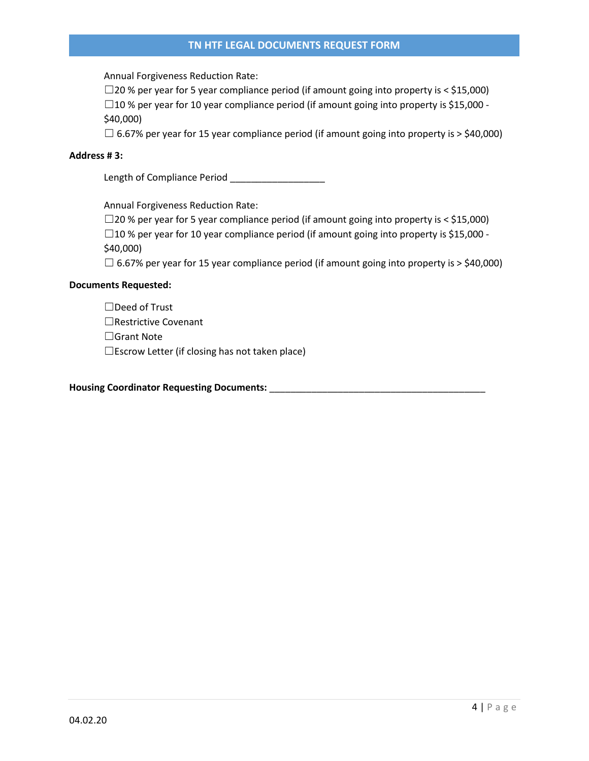Annual Forgiveness Reduction Rate:

☐20 % per year for 5 year compliance period (if amount going into property is < $15,000)

☐10 % per year for 10 year compliance period (if amount going into property is $15,000 - $40,000)

☐ 6.67% per year for 15 year compliance period (if amount going into property is > $40,000)

**Address # 3:**

Length of Compliance Period __________________

Annual Forgiveness Reduction Rate:

☐20 % per year for 5 year compliance period (if amount going into property is < $15,000)

☐10 % per year for 10 year compliance period (if amount going into property is $15,000 - $40,000)

☐ 6.67% per year for 15 year compliance period (if amount going into property is > $40,000)

**Documents Requested:**

☐Deed of Trust

☐Restrictive Covenant

☐Grant Note

☐Escrow Letter (if closing has not taken place)

**Housing Coordinator Requesting Documents:** ___________________________________________

04.02.20